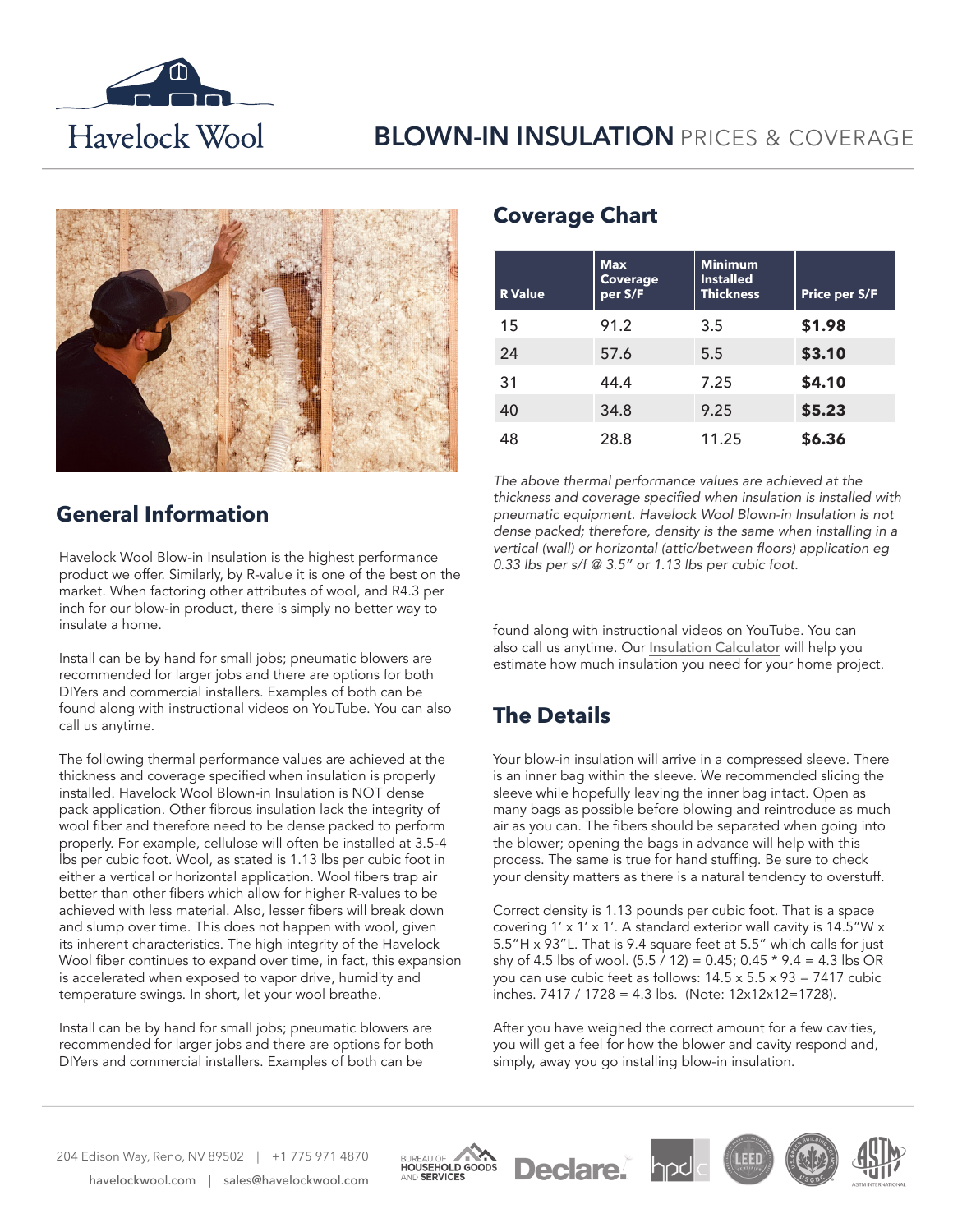Havelock Wool

# BLOWN-IN INSULATION PRICES & COVERAGE

## General Information

Havelock Wool Blow-in Insulation is the highest performance product we offer. Similarly, by R-value it is one of the best on the market. When factoring other attributes of wool, and R4.3 per inch for our blow-in product, there is simply no better way to insulate a home.

Install can be by hand for small jobs; pneumatic blowers are recommended for larger jobs and there are options for both DIYers and commercial installers. Examples of both can be found along with instructional videos on YouTube. You can also call us anytime.

The following thermal performance values are achieved at the thickness and coverage specified when insulation is properly installed. Havelock Wool Blown-in Insulation is NOT dense pack application. Other fibrous insulation lack the integrity of wool fiber and therefore need to be dense packed to perform properly. For example, cellulose will often be installed at 3.5-4 lbs per cubic foot. Wool, as stated is 1.13 lbs per cubic foot in either a vertical or horizontal application. Wool fibers trap air better than other fibers which allow for higher R-values to be achieved with less material. Also, lesser fibers will break down and slump over time. This does not happen with wool, given its inherent characteristics. The high integrity of the Havelock Wool fiber continues to expand over time, in fact, this expansion is accelerated when exposed to vapor drive, humidity and temperature swings. In short, let your wool breathe.

Install can be by hand for small jobs; pneumatic blowers are recommended for larger jobs and there are options for both DIYers and commercial installers. Examples of both can be found along with instructional videos on YouTube. You can also call us anytime. Our Insulation Calculator will help you estimate how much insulation you need for your home project.

## Coverage Chart

| R Value | Max Coverage per S/F | Minimum Installed Thickness | Price per S/F |
|---|---|---|---|
| 15 | 91.2 | 3.5 | **$1.98** |
| 24 | 57.6 | 5.5 | **$3.10** |
| 31 | 44.4 | 7.25 | **$4.10** |
| 40 | 34.8 | 9.25 | **$5.23** |
| 48 | 28.8 | 11.25 | **$6.36** |

*The above thermal performance values are achieved at the thickness and coverage specified when insulation is installed with pneumatic equipment. Havelock Wool Blown-in Insulation is not dense packed; therefore, density is the same when installing in a vertical (wall) or horizontal (attic/between floors) application eg 0.33 lbs per s/f @ 3.5" or 1.13 lbs per cubic foot.*

## The Details

Your blow-in insulation will arrive in a compressed sleeve. There is an inner bag within the sleeve. We recommended slicing the sleeve while hopefully leaving the inner bag intact. Open as many bags as possible before blowing and reintroduce as much air as you can. The fibers should be separated when going into the blower; opening the bags in advance will help with this process. The same is true for hand stuffing. Be sure to check your density matters as there is a natural tendency to overstuff.

Correct density is 1.13 pounds per cubic foot. That is a space covering 1' x 1' x 1'. A standard exterior wall cavity is 14.5"W x 5.5"H x 93"L. That is 9.4 square feet at 5.5" which calls for just shy of 4.5 lbs of wool. (5.5 / 12) = 0.45; 0.45 * 9.4 = 4.3 lbs OR you can use cubic feet as follows: 14.5 x 5.5 x 93 = 7417 cubic inches. 7417 / 1728 = 4.3 lbs. (Note: 12x12x12=1728).

After you have weighed the correct amount for a few cavities, you will get a feel for how the blower and cavity respond and, simply, away you go installing blow-in insulation.

204 Edison Way, Reno, NV 89502 | +1 775 971 4870

havelockwool.com | sales@havelockwool.com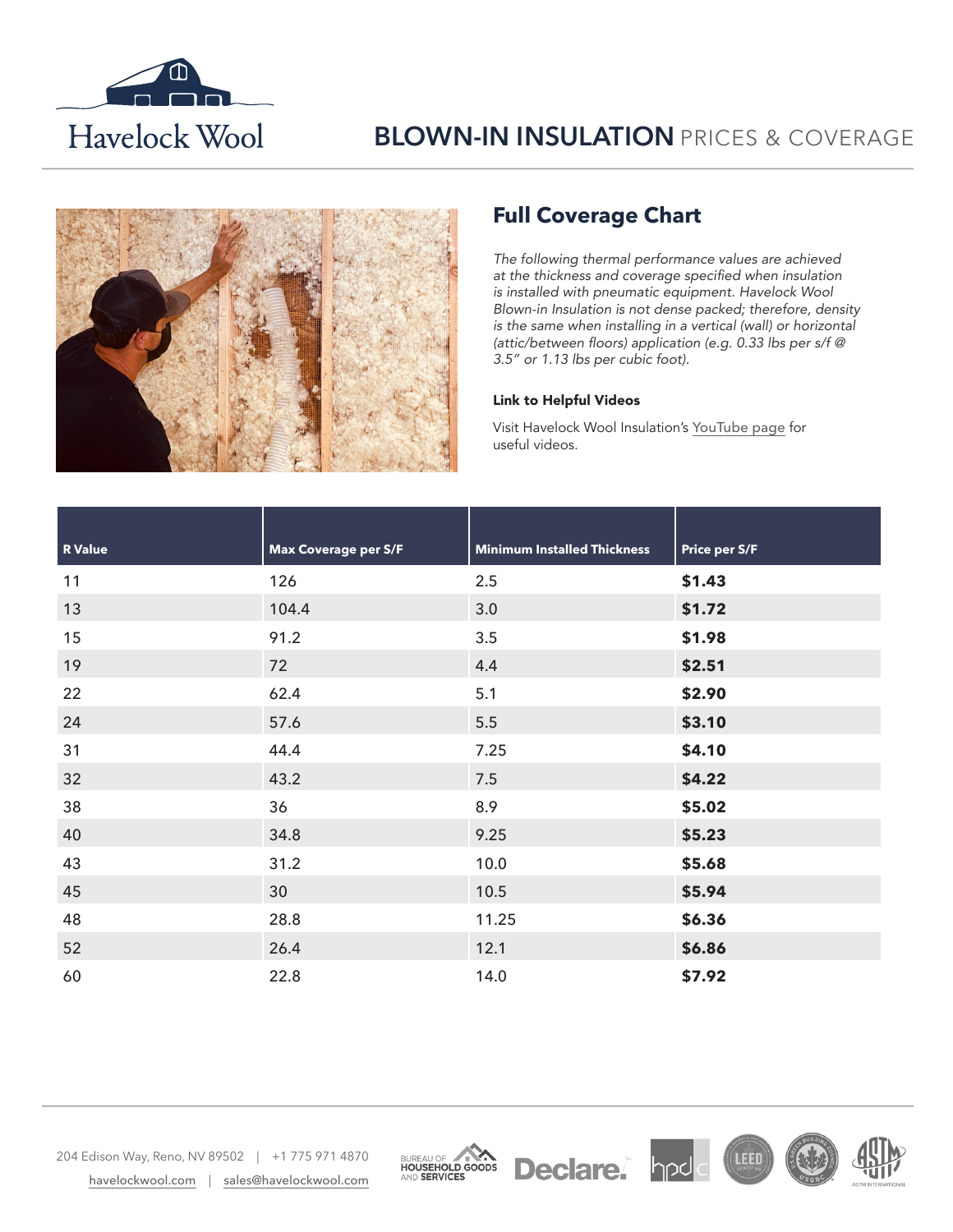Havelock Wool

# BLOWN-IN INSULATION PRICES & COVERAGE

## Full Coverage Chart

*The following thermal performance values are achieved at the thickness and coverage specified when insulation is installed with pneumatic equipment. Havelock Wool Blown-in Insulation is not dense packed; therefore, density is the same when installing in a vertical (wall) or horizontal (attic/between floors) application (e.g. 0.33 lbs per s/f @ 3.5" or 1.13 lbs per cubic foot).*

### Link to Helpful Videos

Visit Havelock Wool Insulation's YouTube page for useful videos.

| R Value | Max Coverage per S/F | Minimum Installed Thickness | Price per S/F |
|---|---|---|---|
| 11 | 126 | 2.5 | **$1.43** |
| 13 | 104.4 | 3.0 | **$1.72** |
| 15 | 91.2 | 3.5 | **$1.98** |
| 19 | 72 | 4.4 | **$2.51** |
| 22 | 62.4 | 5.1 | **$2.90** |
| 24 | 57.6 | 5.5 | **$3.10** |
| 31 | 44.4 | 7.25 | **$4.10** |
| 32 | 43.2 | 7.5 | **$4.22** |
| 38 | 36 | 8.9 | **$5.02** |
| 40 | 34.8 | 9.25 | **$5.23** |
| 43 | 31.2 | 10.0 | **$5.68** |
| 45 | 30 | 10.5 | **$5.94** |
| 48 | 28.8 | 11.25 | **$6.36** |
| 52 | 26.4 | 12.1 | **$6.86** |
| 60 | 22.8 | 14.0 | **$7.92** |

204 Edison Way, Reno, NV 89502 | +1 775 971 4870

havelockwool.com | sales@havelockwool.com